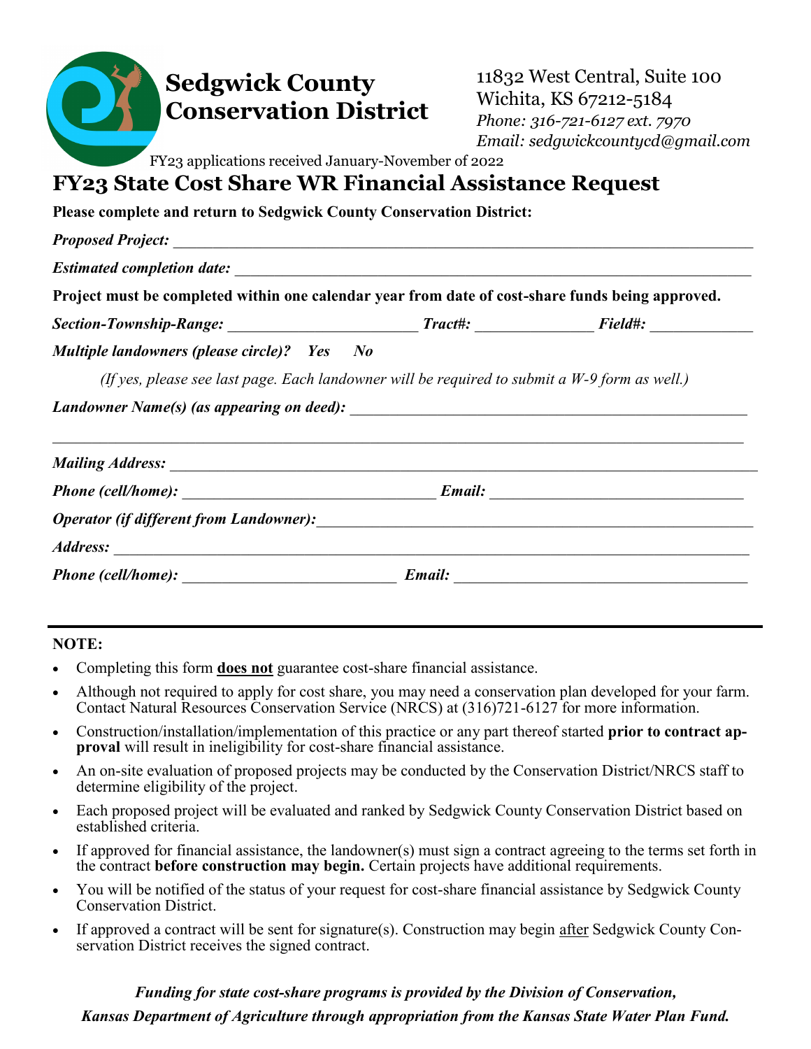# Sedgwick County Conservation District

11832 West Central, Suite 100
Wichita, KS 67212-5184
*Phone: 316-721-6127 ext. 7970*
*Email: sedgwickcountycd@gmail.com*

FY23 applications received January-November of 2022

## FY23 State Cost Share WR Financial Assistance Request

**Please complete and return to Sedgwick County Conservation District:**

***Proposed Project:*** ______________________________________________________________

***Estimated completion date:*** ________________________________________________________

**Project must be completed within one calendar year from date of cost-share funds being approved.**

***Section-Township-Range:*** ______________________ ***Tract#:*** ______________ ***Field#:*** ____________

***Multiple landowners (please circle)?   Yes   No***

*(If yes, please see last page. Each landowner will be required to submit a W-9 form as well.)*

***Landowner Name(s) (as appearing on deed):*** ____________________________________________

______________________________________________________________________________

***Mailing Address:*** __________________________________________________________________

***Phone (cell/home):*** ______________________________ ***Email:*** ______________________________

***Operator (if different from Landowner):*** ______________________________________________________

***Address:*** ________________________________________________________________________

***Phone (cell/home):*** __________________________ ***Email:*** __________________________________

---

**NOTE:**

- Completing this form **does not** guarantee cost-share financial assistance.
- Although not required to apply for cost share, you may need a conservation plan developed for your farm. Contact Natural Resources Conservation Service (NRCS) at (316)721-6127 for more information.
- Construction/installation/implementation of this practice or any part thereof started **prior to contract approval** will result in ineligibility for cost-share financial assistance.
- An on-site evaluation of proposed projects may be conducted by the Conservation District/NRCS staff to determine eligibility of the project.
- Each proposed project will be evaluated and ranked by Sedgwick County Conservation District based on established criteria.
- If approved for financial assistance, the landowner(s) must sign a contract agreeing to the terms set forth in the contract **before construction may begin.** Certain projects have additional requirements.
- You will be notified of the status of your request for cost-share financial assistance by Sedgwick County Conservation District.
- If approved a contract will be sent for signature(s). Construction may begin after Sedgwick County Conservation District receives the signed contract.

***Funding for state cost-share programs is provided by the Division of Conservation, Kansas Department of Agriculture through appropriation from the Kansas State Water Plan Fund.***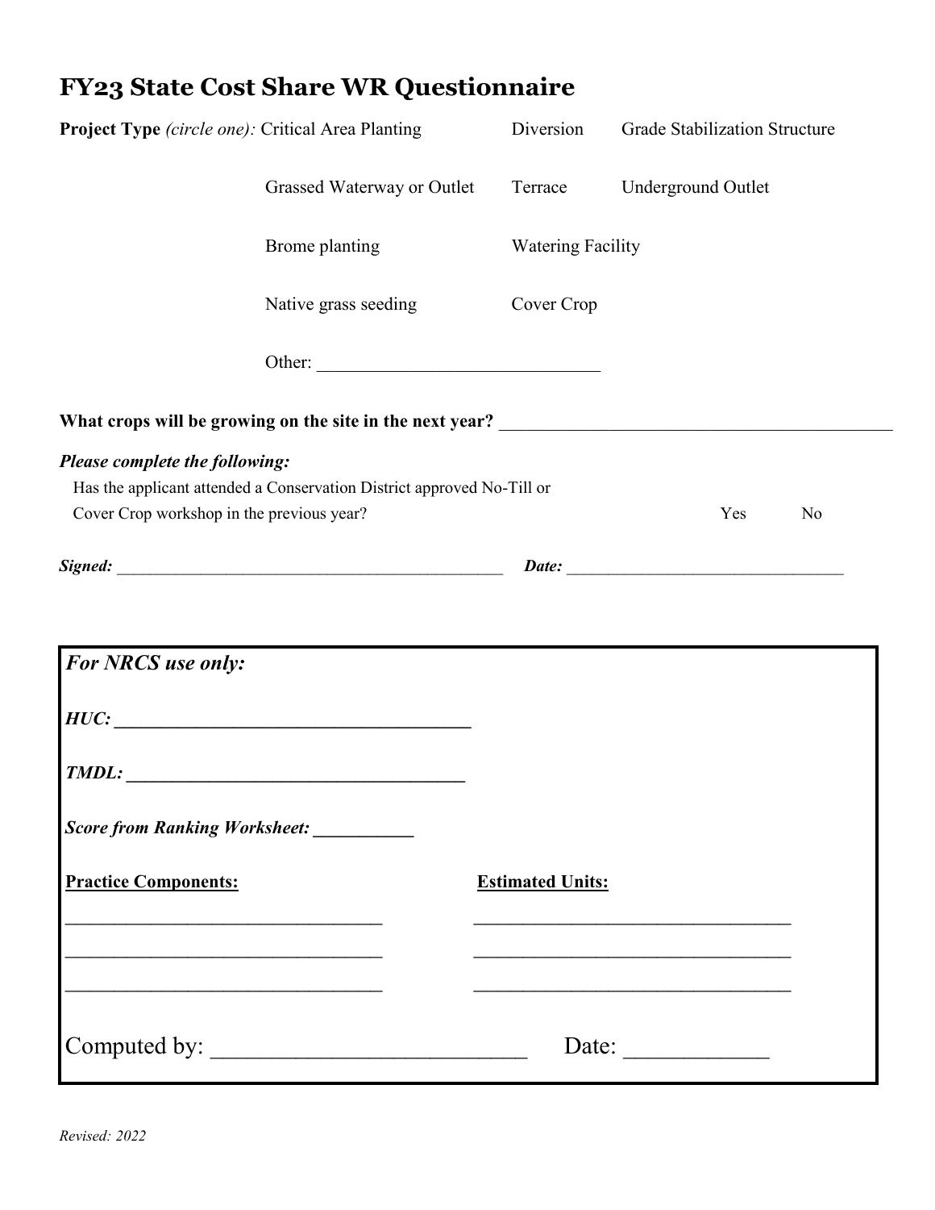# FY23 State Cost Share WR Questionnaire

**Project Type** *(circle one):* Critical Area Planting    Diversion    Grade Stabilization Structure

Grassed Waterway or Outlet    Terrace    Underground Outlet

Brome planting    Watering Facility

Native grass seeding    Cover Crop

Other: ______________________________

**What crops will be growing on the site in the next year?** ____________________________________________

***Please complete the following:***

Has the applicant attended a Conservation District approved No-Till or Cover Crop workshop in the previous year?    Yes    No

***Signed:*** _______________________________________________    ***Date:*** _________________________________

---

***For NRCS use only:***

***HUC:*** ______________________________________

***TMDL:*** ______________________________________

***Score from Ranking Worksheet:*** ___________

| **Practice Components:** | **Estimated Units:** |
|---|---|
| ___________________________________ | ___________________________________ |
| ___________________________________ | ___________________________________ |
| ___________________________________ | ___________________________________ |

Computed by: __________________________    Date: ____________

*Revised: 2022*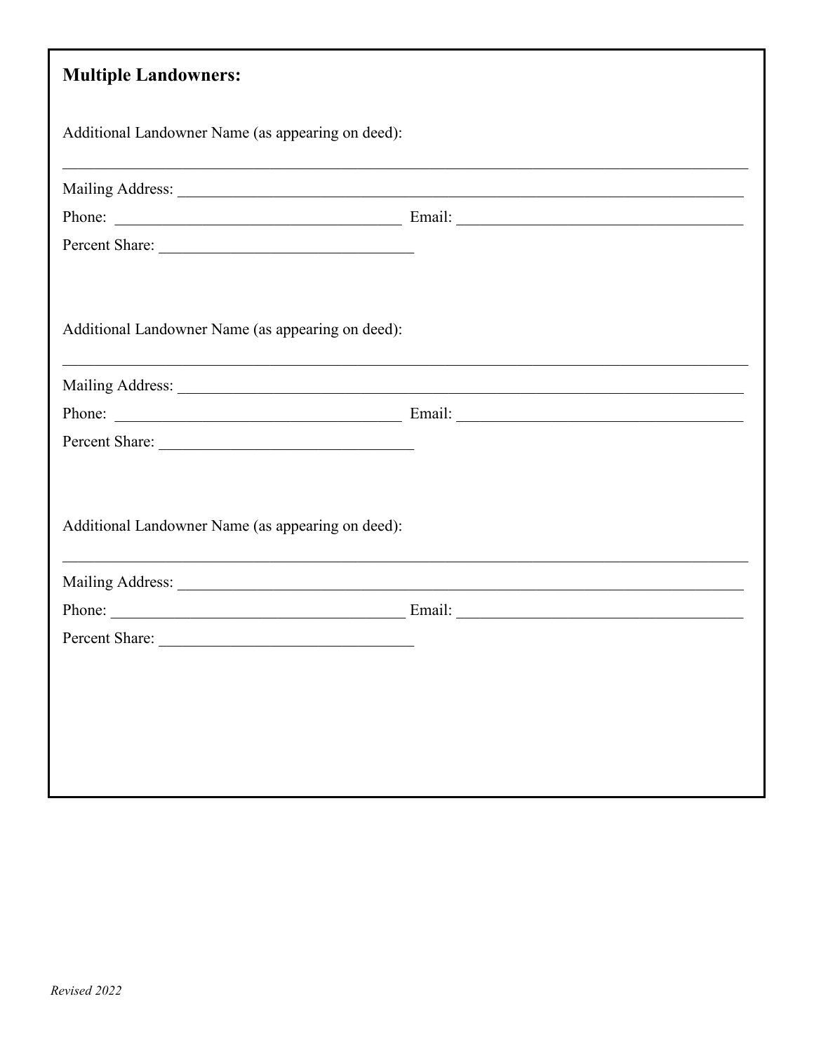**Multiple Landowners:**

Additional Landowner Name (as appearing on deed):

_______________________________________________________________________________

Mailing Address: ____________________________________________________________

Phone: ________________________________ Email: ________________________________

Percent Share: ____________________________

Additional Landowner Name (as appearing on deed):

_______________________________________________________________________________

Mailing Address: ____________________________________________________________

Phone: ________________________________ Email: ________________________________

Percent Share: ____________________________

Additional Landowner Name (as appearing on deed):

_______________________________________________________________________________

Mailing Address: ____________________________________________________________

Phone: ________________________________ Email: ________________________________

Percent Share: ____________________________

*Revised 2022*